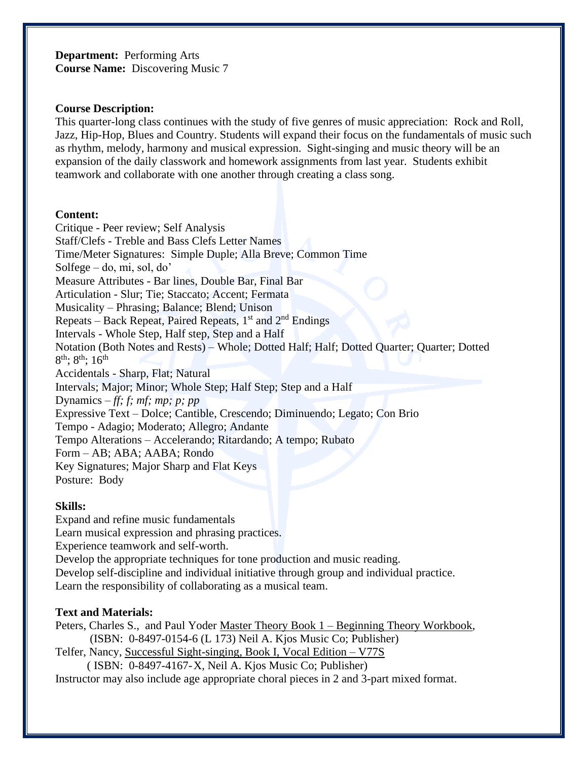**Department:** Performing Arts
**Course Name:** Discovering Music 7

**Course Description:**
This quarter-long class continues with the study of five genres of music appreciation: Rock and Roll, Jazz, Hip-Hop, Blues and Country. Students will expand their focus on the fundamentals of music such as rhythm, melody, harmony and musical expression. Sight-singing and music theory will be an expansion of the daily classwork and homework assignments from last year. Students exhibit teamwork and collaborate with one another through creating a class song.

**Content:**
Critique - Peer review; Self Analysis
Staff/Clefs - Treble and Bass Clefs Letter Names
Time/Meter Signatures: Simple Duple; Alla Breve; Common Time
Solfege – do, mi, sol, do'
Measure Attributes - Bar lines, Double Bar, Final Bar
Articulation - Slur; Tie; Staccato; Accent; Fermata
Musicality – Phrasing; Balance; Blend; Unison
Repeats – Back Repeat, Paired Repeats, 1st and 2nd Endings
Intervals - Whole Step, Half step, Step and a Half
Notation (Both Notes and Rests) – Whole; Dotted Half; Half; Dotted Quarter; Quarter; Dotted 8th; 8th; 16th
Accidentals - Sharp, Flat; Natural
Intervals; Major; Minor; Whole Step; Half Step; Step and a Half
Dynamics – *ff; f; mf; mp; p; pp*
Expressive Text – Dolce; Cantible, Crescendo; Diminuendo; Legato; Con Brio
Tempo - Adagio; Moderato; Allegro; Andante
Tempo Alterations – Accelerando; Ritardando; A tempo; Rubato
Form – AB; ABA; AABA; Rondo
Key Signatures; Major Sharp and Flat Keys
Posture: Body

**Skills:**
Expand and refine music fundamentals
Learn musical expression and phrasing practices.
Experience teamwork and self-worth.
Develop the appropriate techniques for tone production and music reading.
Develop self-discipline and individual initiative through group and individual practice.
Learn the responsibility of collaborating as a musical team.

**Text and Materials:**
Peters, Charles S., and Paul Yoder Master Theory Book 1 – Beginning Theory Workbook, (ISBN: 0-8497-0154-6 (L 173) Neil A. Kjos Music Co; Publisher)
Telfer, Nancy, Successful Sight-singing, Book I, Vocal Edition – V77S ( ISBN: 0-8497-4167-X, Neil A. Kjos Music Co; Publisher)
Instructor may also include age appropriate choral pieces in 2 and 3-part mixed format.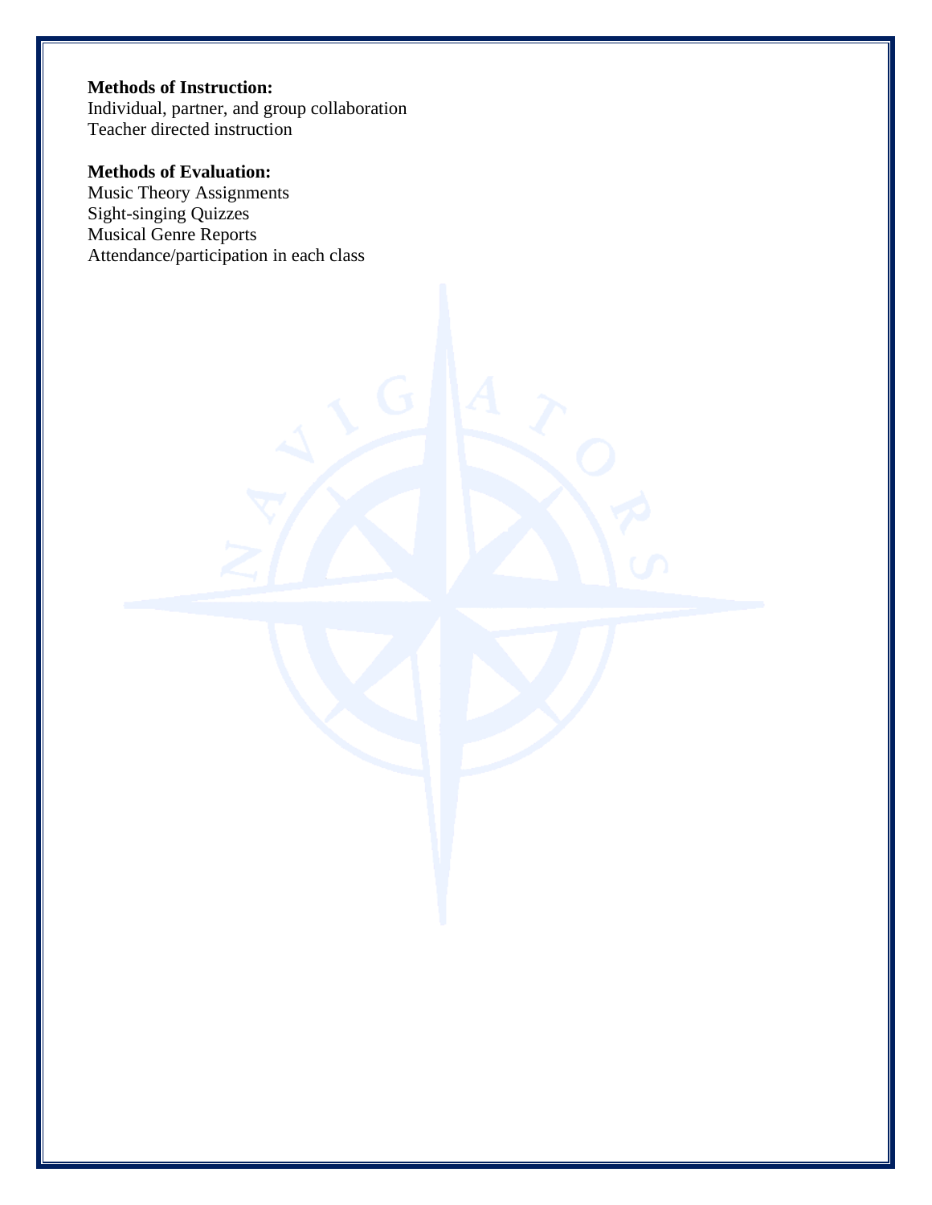**Methods of Instruction:**
Individual, partner, and group collaboration
Teacher directed instruction

**Methods of Evaluation:**
Music Theory Assignments
Sight-singing Quizzes
Musical Genre Reports
Attendance/participation in each class